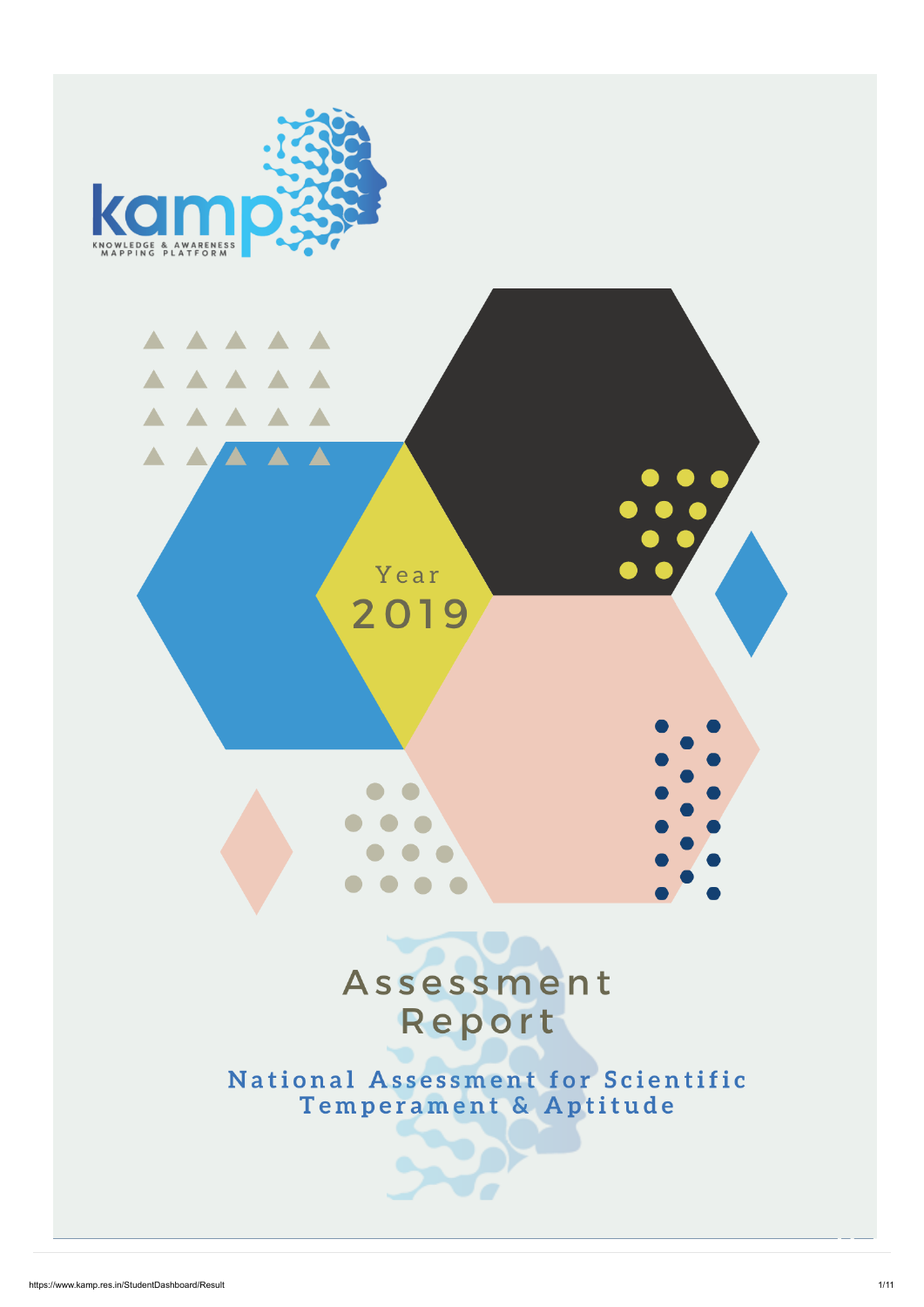kamp

KNOWLEDGE & AWARENESS MAPPING PLATFORM

Year

2019

# Assessment Report

## National Assessment for Scientific Temperament & Aptitude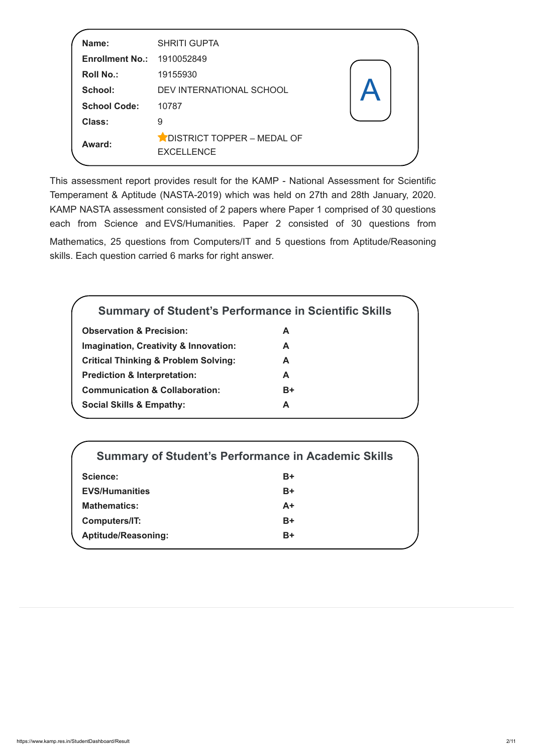| | |
|---|---|
| **Name:** | SHRITI GUPTA |
| **Enrollment No.:** | 1910052849 |
| **Roll No.:** | 19155930 |
| **School:** | DEV INTERNATIONAL SCHOOL |
| **School Code:** | 10787 |
| **Class:** | 9 |
| **Award:** | ★DISTRICT TOPPER – MEDAL OF EXCELLENCE |

A

This assessment report provides result for the KAMP - National Assessment for Scientific Temperament & Aptitude (NASTA-2019) which was held on 27th and 28th January, 2020. KAMP NASTA assessment consisted of 2 papers where Paper 1 comprised of 30 questions each from Science and EVS/Humanities. Paper 2 consisted of 30 questions from Mathematics, 25 questions from Computers/IT and 5 questions from Aptitude/Reasoning skills. Each question carried 6 marks for right answer.

## Summary of Student's Performance in Scientific Skills

| | |
|---|---|
| **Observation & Precision:** | **A** |
| **Imagination, Creativity & Innovation:** | **A** |
| **Critical Thinking & Problem Solving:** | **A** |
| **Prediction & Interpretation:** | **A** |
| **Communication & Collaboration:** | **B+** |
| **Social Skills & Empathy:** | **A** |

## Summary of Student's Performance in Academic Skills

| | |
|---|---|
| **Science:** | **B+** |
| **EVS/Humanities** | **B+** |
| **Mathematics:** | **A+** |
| **Computers/IT:** | **B+** |
| **Aptitude/Reasoning:** | **B+** |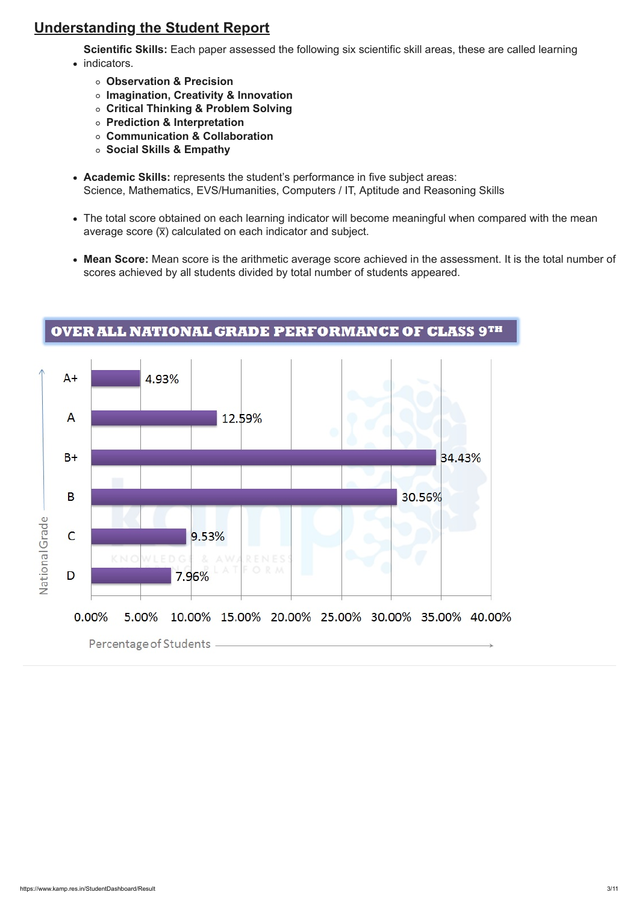## Understanding the Student Report

- **Scientific Skills:** Each paper assessed the following six scientific skill areas, these are called learning indicators.
    - **Observation & Precision**
    - **Imagination, Creativity & Innovation**
    - **Critical Thinking & Problem Solving**
    - **Prediction & Interpretation**
    - **Communication & Collaboration**
    - **Social Skills & Empathy**

- **Academic Skills:** represents the student's performance in five subject areas: Science, Mathematics, EVS/Humanities, Computers / IT, Aptitude and Reasoning Skills

- The total score obtained on each learning indicator will become meaningful when compared with the mean average score ($\bar{x}$) calculated on each indicator and subject.

- **Mean Score:** Mean score is the arithmetic average score achieved in the assessment. It is the total number of scores achieved by all students divided by total number of students appeared.

### OVER ALL NATIONAL GRADE PERFORMANCE OF CLASS 9TH

| National Grade | Percentage of Students |
|---|---|
| A+ | 4.93% |
| A | 12.59% |
| B+ | 34.43% |
| B | 30.56% |
| C | 9.53% |
| D | 7.96% |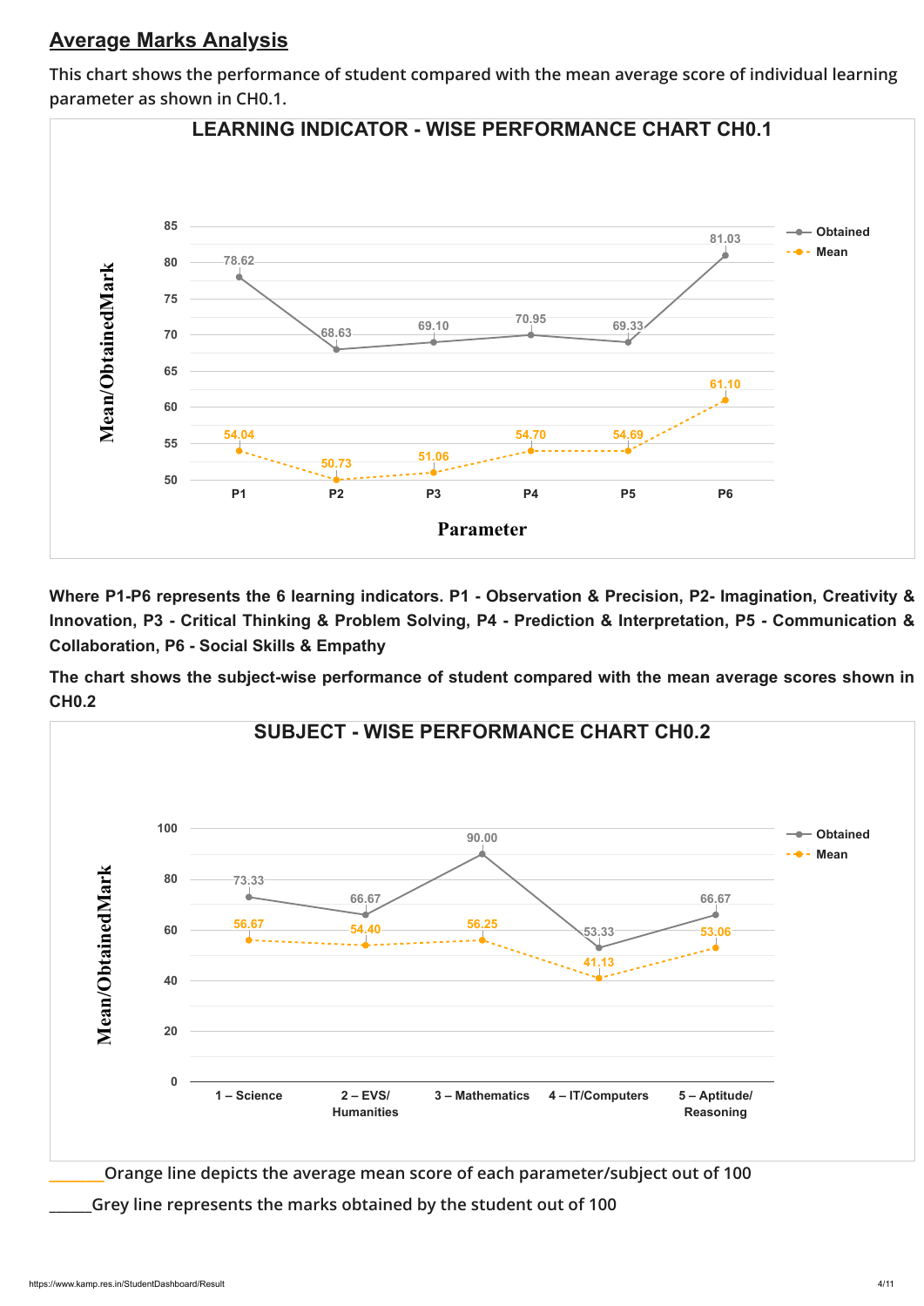## Average Marks Analysis

This chart shows the performance of student compared with the mean average score of individual learning parameter as shown in CH0.1.

**LEARNING INDICATOR - WISE PERFORMANCE CHART CH0.1**

| Parameter | P1 | P2 | P3 | P4 | P5 | P6 |
|---|---|---|---|---|---|---|
| Obtained | 78.62 | 68.63 | 69.10 | 70.95 | 69.33 | 81.03 |
| Mean | 54.04 | 50.73 | 51.06 | 54.70 | 54.69 | 61.10 |

**Where P1-P6 represents the 6 learning indicators. P1 - Observation & Precision, P2- Imagination, Creativity & Innovation, P3 - Critical Thinking & Problem Solving, P4 - Prediction & Interpretation, P5 - Communication & Collaboration, P6 - Social Skills & Empathy**

**The chart shows the subject-wise performance of student compared with the mean average scores shown in CH0.2**

**SUBJECT - WISE PERFORMANCE CHART CH0.2**

| Subject | 1 – Science | 2 – EVS/ Humanities | 3 – Mathematics | 4 – IT/Computers | 5 – Aptitude/ Reasoning |
|---|---|---|---|---|---|
| Obtained | 73.33 | 66.67 | 90.00 | 53.33 | 66.67 |
| Mean | 56.67 | 54.40 | 56.25 | 41.13 | 53.06 |

______Orange line depicts the average mean score of each parameter/subject out of 100

______Grey line represents the marks obtained by the student out of 100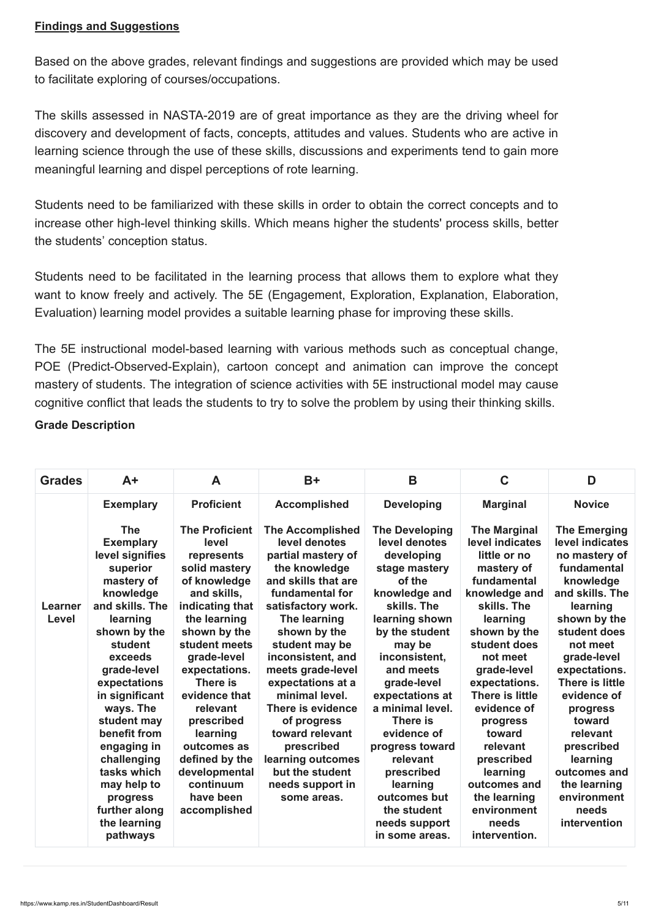**Findings and Suggestions**

Based on the above grades, relevant findings and suggestions are provided which may be used to facilitate exploring of courses/occupations.

The skills assessed in NASTA-2019 are of great importance as they are the driving wheel for discovery and development of facts, concepts, attitudes and values. Students who are active in learning science through the use of these skills, discussions and experiments tend to gain more meaningful learning and dispel perceptions of rote learning.

Students need to be familiarized with these skills in order to obtain the correct concepts and to increase other high-level thinking skills. Which means higher the students' process skills, better the students' conception status.

Students need to be facilitated in the learning process that allows them to explore what they want to know freely and actively. The 5E (Engagement, Exploration, Explanation, Elaboration, Evaluation) learning model provides a suitable learning phase for improving these skills.

The 5E instructional model-based learning with various methods such as conceptual change, POE (Predict-Observed-Explain), cartoon concept and animation can improve the concept mastery of students. The integration of science activities with 5E instructional model may cause cognitive conflict that leads the students to try to solve the problem by using their thinking skills.

**Grade Description**

| Grades | A+ | A | B+ | B | C | D |
|---|---|---|---|---|---|---|
| Learner Level | **Exemplary** The Exemplary level signifies superior mastery of knowledge and skills. The learning shown by the student exceeds grade-level expectations in significant ways. The student may benefit from engaging in challenging tasks which may help to progress further along the learning pathways | **Proficient** The Proficient level represents solid mastery of knowledge and skills, indicating that the learning shown by the student meets grade-level expectations. There is evidence that relevant prescribed learning outcomes as defined by the developmental continuum have been accomplished | **Accomplished** The Accomplished level denotes partial mastery of the knowledge and skills that are fundamental for satisfactory work. The learning shown by the student may be inconsistent, and meets grade-level expectations at a minimal level. There is evidence of progress toward relevant prescribed learning outcomes but the student needs support in some areas. | **Developing** The Developing level denotes developing stage mastery of the knowledge and skills. The learning shown by the student may be inconsistent, and meets grade-level expectations at a minimal level. There is evidence of progress toward relevant prescribed learning outcomes but the student needs support in some areas. | **Marginal** The Marginal level indicates little or no mastery of fundamental knowledge and skills. The learning shown by the student does not meet grade-level expectations. There is little evidence of progress toward relevant prescribed learning outcomes and the learning environment needs intervention. | **Novice** The Emerging level indicates no mastery of fundamental knowledge and skills. The learning shown by the student does not meet grade-level expectations. There is little evidence of progress toward relevant prescribed learning outcomes and the learning environment needs intervention |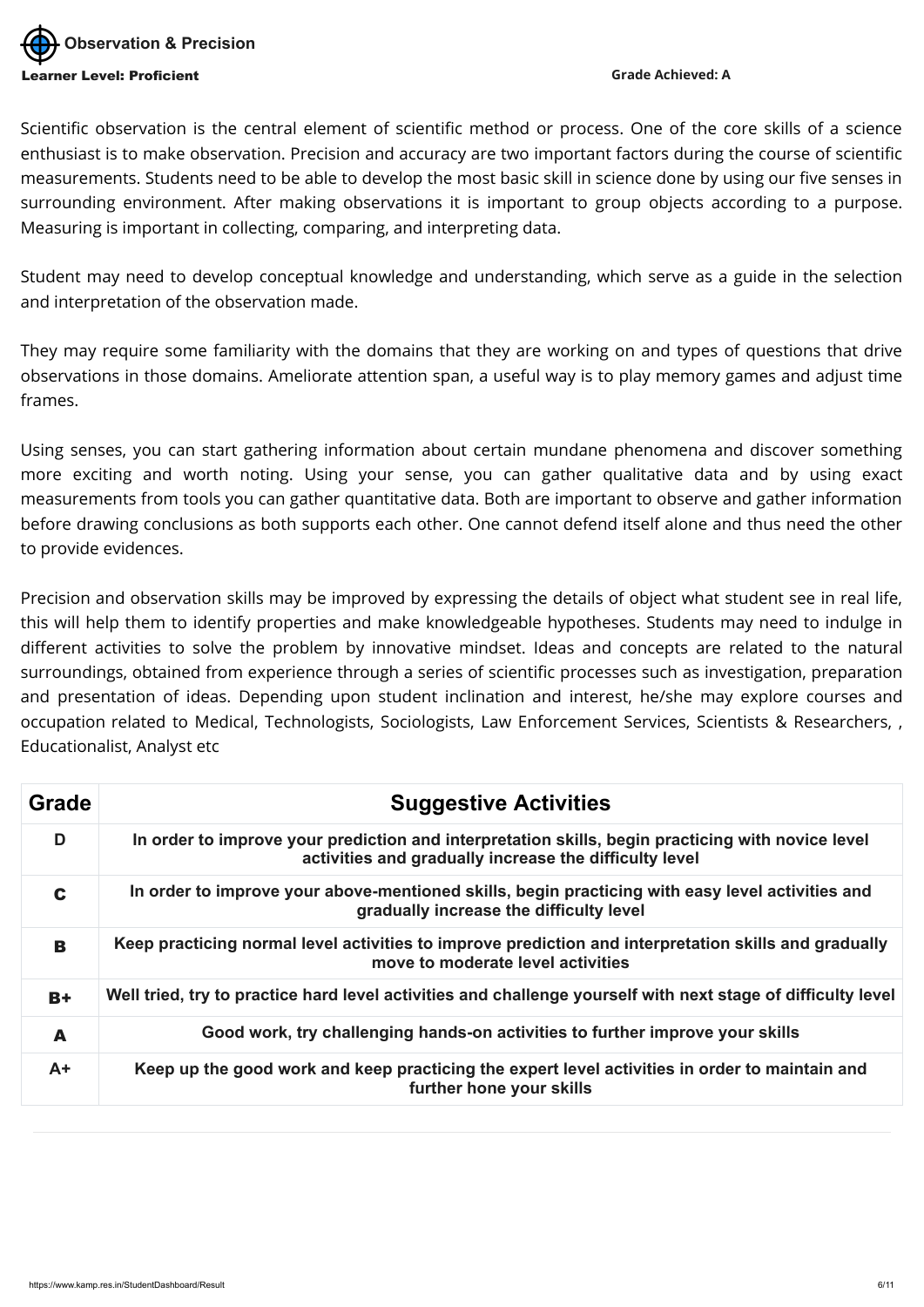## Observation & Precision

**Learner Level: Proficient** **Grade Achieved: A**

Scientific observation is the central element of scientific method or process. One of the core skills of a science enthusiast is to make observation. Precision and accuracy are two important factors during the course of scientific measurements. Students need to be able to develop the most basic skill in science done by using our five senses in surrounding environment. After making observations it is important to group objects according to a purpose. Measuring is important in collecting, comparing, and interpreting data.

Student may need to develop conceptual knowledge and understanding, which serve as a guide in the selection and interpretation of the observation made.

They may require some familiarity with the domains that they are working on and types of questions that drive observations in those domains. Ameliorate attention span, a useful way is to play memory games and adjust time frames.

Using senses, you can start gathering information about certain mundane phenomena and discover something more exciting and worth noting. Using your sense, you can gather qualitative data and by using exact measurements from tools you can gather quantitative data. Both are important to observe and gather information before drawing conclusions as both supports each other. One cannot defend itself alone and thus need the other to provide evidences.

Precision and observation skills may be improved by expressing the details of object what student see in real life, this will help them to identify properties and make knowledgeable hypotheses. Students may need to indulge in different activities to solve the problem by innovative mindset. Ideas and concepts are related to the natural surroundings, obtained from experience through a series of scientific processes such as investigation, preparation and presentation of ideas. Depending upon student inclination and interest, he/she may explore courses and occupation related to Medical, Technologists, Sociologists, Law Enforcement Services, Scientists & Researchers, , Educationalist, Analyst etc

| Grade | Suggestive Activities |
| --- | --- |
| D | In order to improve your prediction and interpretation skills, begin practicing with novice level activities and gradually increase the difficulty level |
| C | In order to improve your above-mentioned skills, begin practicing with easy level activities and gradually increase the difficulty level |
| B | Keep practicing normal level activities to improve prediction and interpretation skills and gradually move to moderate level activities |
| B+ | Well tried, try to practice hard level activities and challenge yourself with next stage of difficulty level |
| A | Good work, try challenging hands-on activities to further improve your skills |
| A+ | Keep up the good work and keep practicing the expert level activities in order to maintain and further hone your skills |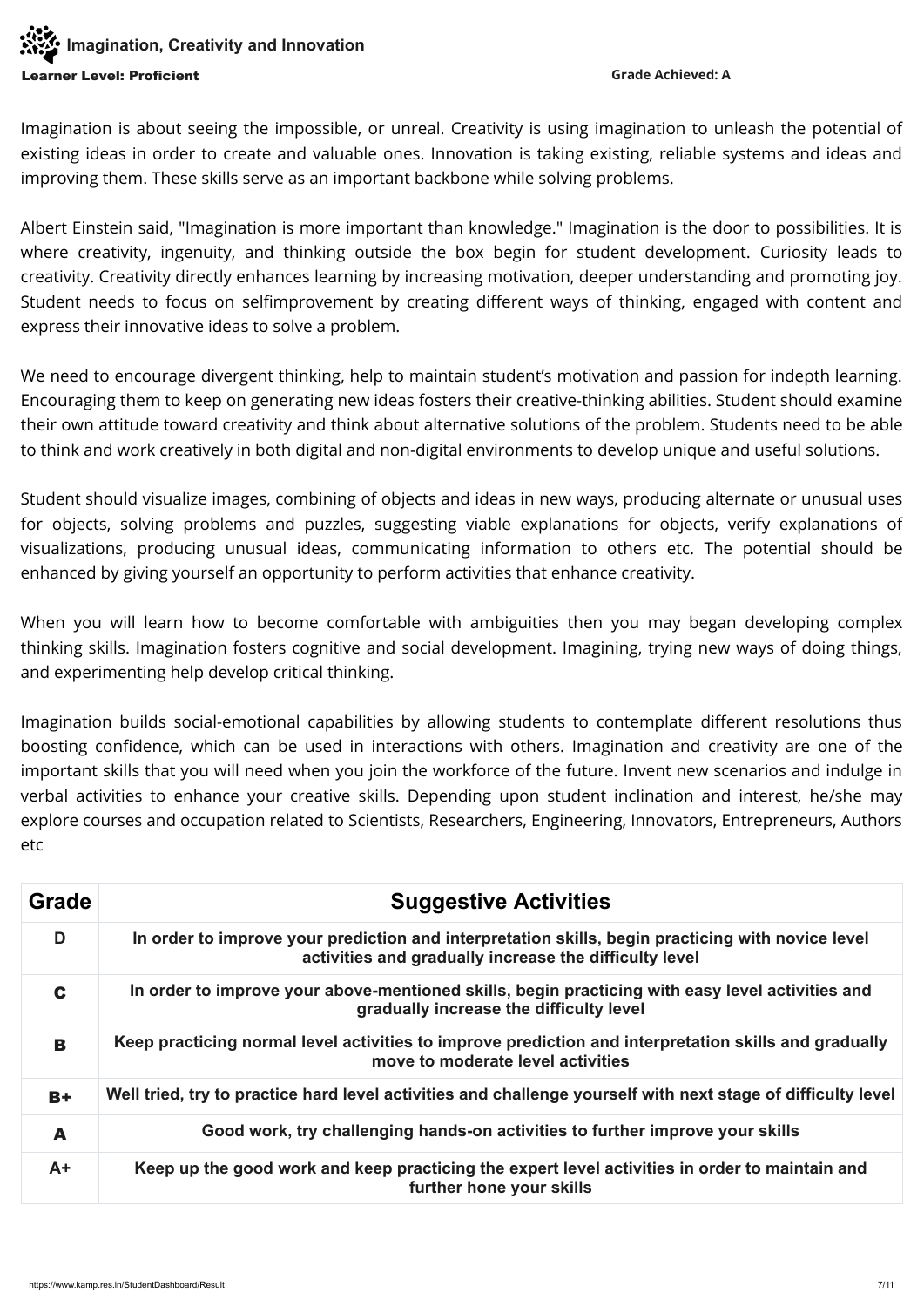## Imagination, Creativity and Innovation

**Learner Level: Proficient** **Grade Achieved: A**

Imagination is about seeing the impossible, or unreal. Creativity is using imagination to unleash the potential of existing ideas in order to create and valuable ones. Innovation is taking existing, reliable systems and ideas and improving them. These skills serve as an important backbone while solving problems.

Albert Einstein said, "Imagination is more important than knowledge." Imagination is the door to possibilities. It is where creativity, ingenuity, and thinking outside the box begin for student development. Curiosity leads to creativity. Creativity directly enhances learning by increasing motivation, deeper understanding and promoting joy. Student needs to focus on selfimprovement by creating different ways of thinking, engaged with content and express their innovative ideas to solve a problem.

We need to encourage divergent thinking, help to maintain student's motivation and passion for indepth learning. Encouraging them to keep on generating new ideas fosters their creative-thinking abilities. Student should examine their own attitude toward creativity and think about alternative solutions of the problem. Students need to be able to think and work creatively in both digital and non-digital environments to develop unique and useful solutions.

Student should visualize images, combining of objects and ideas in new ways, producing alternate or unusual uses for objects, solving problems and puzzles, suggesting viable explanations for objects, verify explanations of visualizations, producing unusual ideas, communicating information to others etc. The potential should be enhanced by giving yourself an opportunity to perform activities that enhance creativity.

When you will learn how to become comfortable with ambiguities then you may began developing complex thinking skills. Imagination fosters cognitive and social development. Imagining, trying new ways of doing things, and experimenting help develop critical thinking.

Imagination builds social-emotional capabilities by allowing students to contemplate different resolutions thus boosting confidence, which can be used in interactions with others. Imagination and creativity are one of the important skills that you will need when you join the workforce of the future. Invent new scenarios and indulge in verbal activities to enhance your creative skills. Depending upon student inclination and interest, he/she may explore courses and occupation related to Scientists, Researchers, Engineering, Innovators, Entrepreneurs, Authors etc

| Grade | Suggestive Activities |
|---|---|
| D | In order to improve your prediction and interpretation skills, begin practicing with novice level activities and gradually increase the difficulty level |
| C | In order to improve your above-mentioned skills, begin practicing with easy level activities and gradually increase the difficulty level |
| B | Keep practicing normal level activities to improve prediction and interpretation skills and gradually move to moderate level activities |
| B+ | Well tried, try to practice hard level activities and challenge yourself with next stage of difficulty level |
| A | Good work, try challenging hands-on activities to further improve your skills |
| A+ | Keep up the good work and keep practicing the expert level activities in order to maintain and further hone your skills |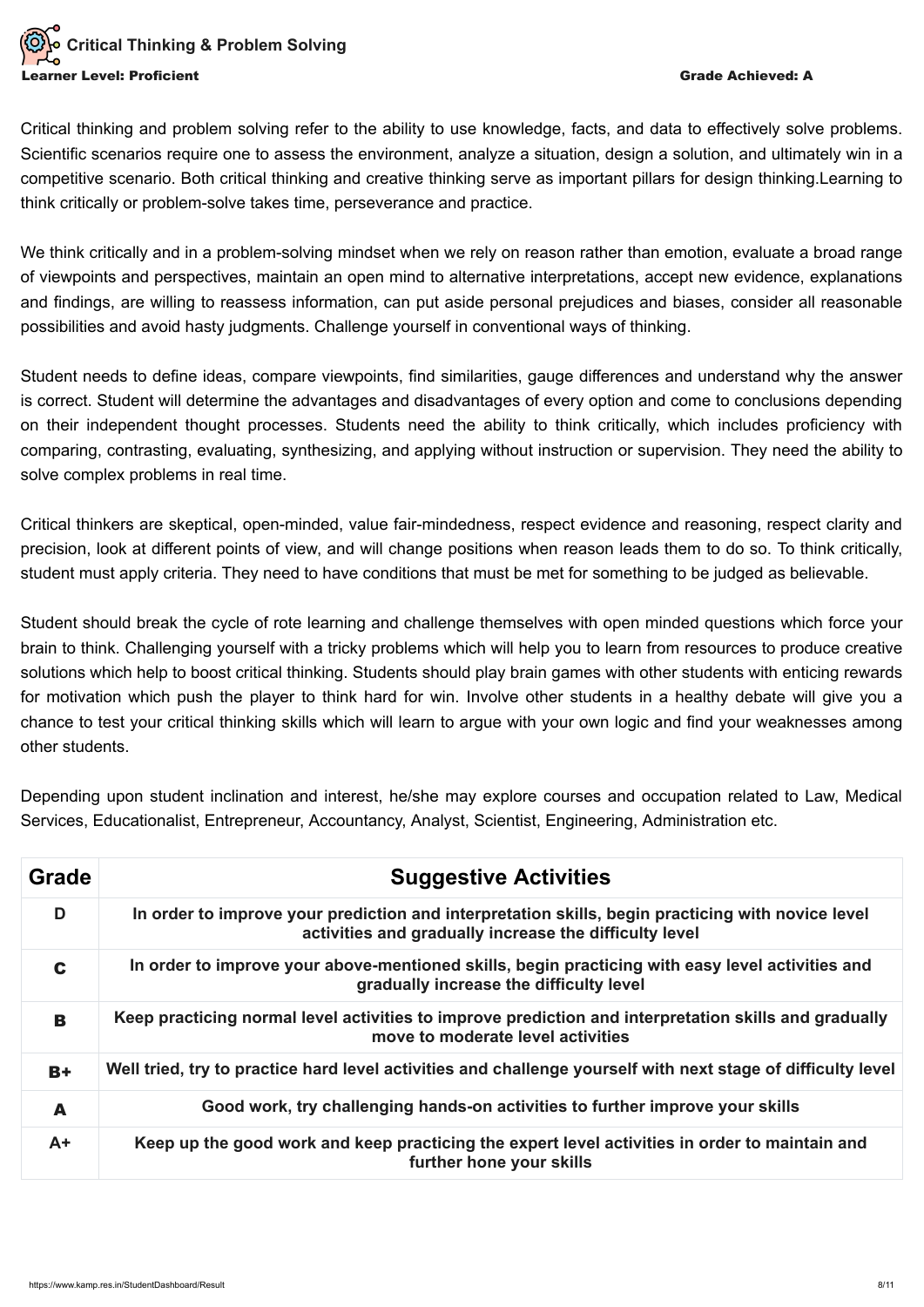## Critical Thinking & Problem Solving

**Learner Level: Proficient** **Grade Achieved: A**

Critical thinking and problem solving refer to the ability to use knowledge, facts, and data to effectively solve problems. Scientific scenarios require one to assess the environment, analyze a situation, design a solution, and ultimately win in a competitive scenario. Both critical thinking and creative thinking serve as important pillars for design thinking.Learning to think critically or problem-solve takes time, perseverance and practice.

We think critically and in a problem-solving mindset when we rely on reason rather than emotion, evaluate a broad range of viewpoints and perspectives, maintain an open mind to alternative interpretations, accept new evidence, explanations and findings, are willing to reassess information, can put aside personal prejudices and biases, consider all reasonable possibilities and avoid hasty judgments. Challenge yourself in conventional ways of thinking.

Student needs to define ideas, compare viewpoints, find similarities, gauge differences and understand why the answer is correct. Student will determine the advantages and disadvantages of every option and come to conclusions depending on their independent thought processes. Students need the ability to think critically, which includes proficiency with comparing, contrasting, evaluating, synthesizing, and applying without instruction or supervision. They need the ability to solve complex problems in real time.

Critical thinkers are skeptical, open-minded, value fair-mindedness, respect evidence and reasoning, respect clarity and precision, look at different points of view, and will change positions when reason leads them to do so. To think critically, student must apply criteria. They need to have conditions that must be met for something to be judged as believable.

Student should break the cycle of rote learning and challenge themselves with open minded questions which force your brain to think. Challenging yourself with a tricky problems which will help you to learn from resources to produce creative solutions which help to boost critical thinking. Students should play brain games with other students with enticing rewards for motivation which push the player to think hard for win. Involve other students in a healthy debate will give you a chance to test your critical thinking skills which will learn to argue with your own logic and find your weaknesses among other students.

Depending upon student inclination and interest, he/she may explore courses and occupation related to Law, Medical Services, Educationalist, Entrepreneur, Accountancy, Analyst, Scientist, Engineering, Administration etc.

| Grade | Suggestive Activities |
|---|---|
| D | In order to improve your prediction and interpretation skills, begin practicing with novice level activities and gradually increase the difficulty level |
| C | In order to improve your above-mentioned skills, begin practicing with easy level activities and gradually increase the difficulty level |
| B | Keep practicing normal level activities to improve prediction and interpretation skills and gradually move to moderate level activities |
| B+ | Well tried, try to practice hard level activities and challenge yourself with next stage of difficulty level |
| A | Good work, try challenging hands-on activities to further improve your skills |
| A+ | Keep up the good work and keep practicing the expert level activities in order to maintain and further hone your skills |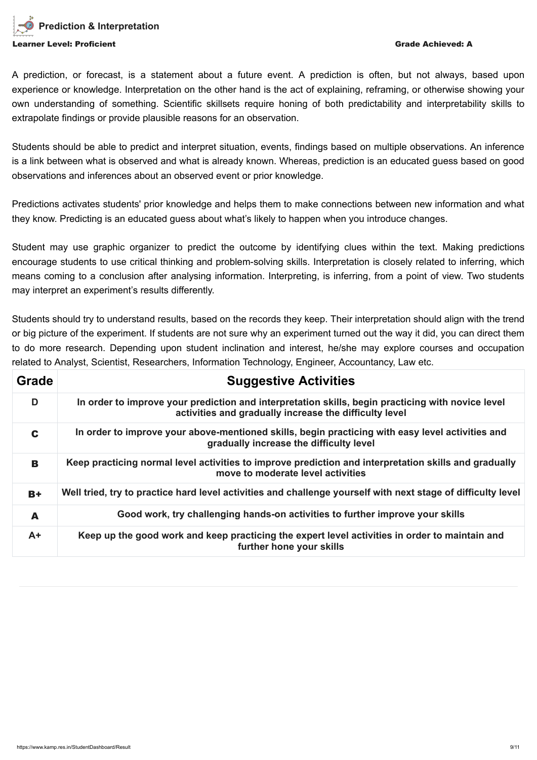## Prediction & Interpretation

**Learner Level: Proficient** **Grade Achieved: A**

A prediction, or forecast, is a statement about a future event. A prediction is often, but not always, based upon experience or knowledge. Interpretation on the other hand is the act of explaining, reframing, or otherwise showing your own understanding of something. Scientific skillsets require honing of both predictability and interpretability skills to extrapolate findings or provide plausible reasons for an observation.

Students should be able to predict and interpret situation, events, findings based on multiple observations. An inference is a link between what is observed and what is already known. Whereas, prediction is an educated guess based on good observations and inferences about an observed event or prior knowledge.

Predictions activates students' prior knowledge and helps them to make connections between new information and what they know. Predicting is an educated guess about what's likely to happen when you introduce changes.

Student may use graphic organizer to predict the outcome by identifying clues within the text. Making predictions encourage students to use critical thinking and problem-solving skills. Interpretation is closely related to inferring, which means coming to a conclusion after analysing information. Interpreting, is inferring, from a point of view. Two students may interpret an experiment's results differently.

Students should try to understand results, based on the records they keep. Their interpretation should align with the trend or big picture of the experiment. If students are not sure why an experiment turned out the way it did, you can direct them to do more research. Depending upon student inclination and interest, he/she may explore courses and occupation related to Analyst, Scientist, Researchers, Information Technology, Engineer, Accountancy, Law etc.

| Grade | Suggestive Activities |
|---|---|
| D | In order to improve your prediction and interpretation skills, begin practicing with novice level activities and gradually increase the difficulty level |
| C | In order to improve your above-mentioned skills, begin practicing with easy level activities and gradually increase the difficulty level |
| B | Keep practicing normal level activities to improve prediction and interpretation skills and gradually move to moderate level activities |
| B+ | Well tried, try to practice hard level activities and challenge yourself with next stage of difficulty level |
| A | Good work, try challenging hands-on activities to further improve your skills |
| A+ | Keep up the good work and keep practicing the expert level activities in order to maintain and further hone your skills |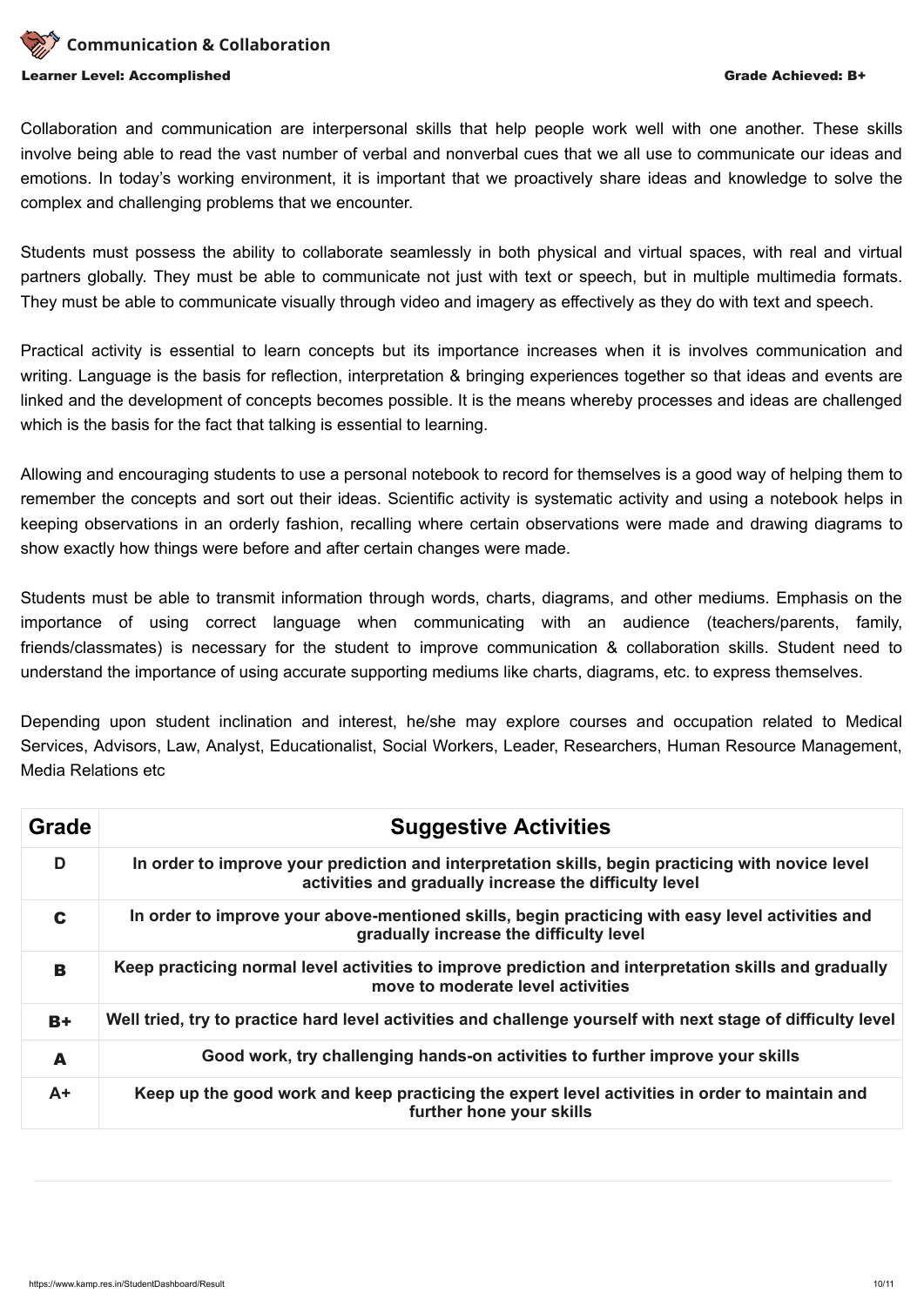## Communication & Collaboration

**Learner Level: Accomplished** **Grade Achieved: B+**

Collaboration and communication are interpersonal skills that help people work well with one another. These skills involve being able to read the vast number of verbal and nonverbal cues that we all use to communicate our ideas and emotions. In today's working environment, it is important that we proactively share ideas and knowledge to solve the complex and challenging problems that we encounter.

Students must possess the ability to collaborate seamlessly in both physical and virtual spaces, with real and virtual partners globally. They must be able to communicate not just with text or speech, but in multiple multimedia formats. They must be able to communicate visually through video and imagery as effectively as they do with text and speech.

Practical activity is essential to learn concepts but its importance increases when it is involves communication and writing. Language is the basis for reflection, interpretation & bringing experiences together so that ideas and events are linked and the development of concepts becomes possible. It is the means whereby processes and ideas are challenged which is the basis for the fact that talking is essential to learning.

Allowing and encouraging students to use a personal notebook to record for themselves is a good way of helping them to remember the concepts and sort out their ideas. Scientific activity is systematic activity and using a notebook helps in keeping observations in an orderly fashion, recalling where certain observations were made and drawing diagrams to show exactly how things were before and after certain changes were made.

Students must be able to transmit information through words, charts, diagrams, and other mediums. Emphasis on the importance of using correct language when communicating with an audience (teachers/parents, family, friends/classmates) is necessary for the student to improve communication & collaboration skills. Student need to understand the importance of using accurate supporting mediums like charts, diagrams, etc. to express themselves.

Depending upon student inclination and interest, he/she may explore courses and occupation related to Medical Services, Advisors, Law, Analyst, Educationalist, Social Workers, Leader, Researchers, Human Resource Management, Media Relations etc

| Grade | Suggestive Activities |
|---|---|
| D | In order to improve your prediction and interpretation skills, begin practicing with novice level activities and gradually increase the difficulty level |
| C | In order to improve your above-mentioned skills, begin practicing with easy level activities and gradually increase the difficulty level |
| B | Keep practicing normal level activities to improve prediction and interpretation skills and gradually move to moderate level activities |
| B+ | Well tried, try to practice hard level activities and challenge yourself with next stage of difficulty level |
| A | Good work, try challenging hands-on activities to further improve your skills |
| A+ | Keep up the good work and keep practicing the expert level activities in order to maintain and further hone your skills |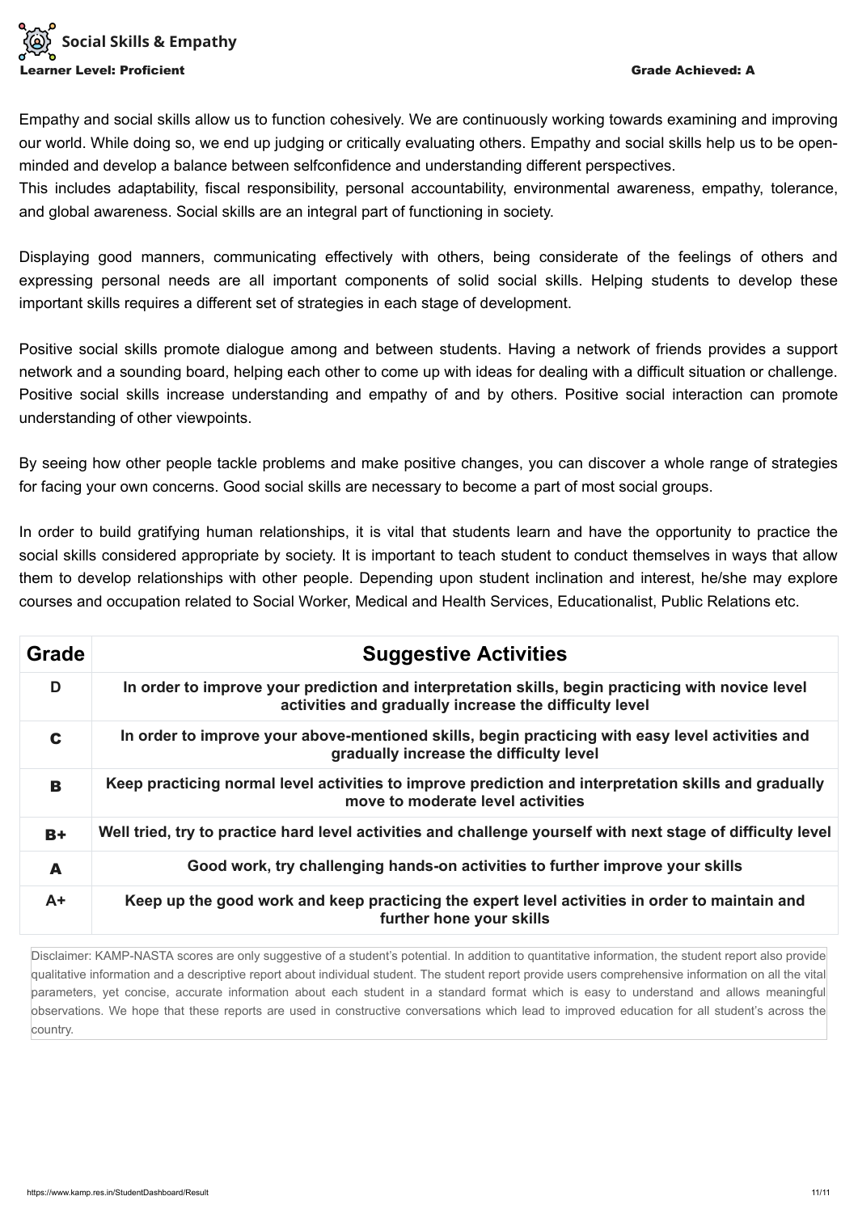# Social Skills & Empathy

**Learner Level: Proficient** **Grade Achieved: A**

Empathy and social skills allow us to function cohesively. We are continuously working towards examining and improving our world. While doing so, we end up judging or critically evaluating others. Empathy and social skills help us to be open-minded and develop a balance between selfconfidence and understanding different perspectives.
This includes adaptability, fiscal responsibility, personal accountability, environmental awareness, empathy, tolerance, and global awareness. Social skills are an integral part of functioning in society.

Displaying good manners, communicating effectively with others, being considerate of the feelings of others and expressing personal needs are all important components of solid social skills. Helping students to develop these important skills requires a different set of strategies in each stage of development.

Positive social skills promote dialogue among and between students. Having a network of friends provides a support network and a sounding board, helping each other to come up with ideas for dealing with a difficult situation or challenge. Positive social skills increase understanding and empathy of and by others. Positive social interaction can promote understanding of other viewpoints.

By seeing how other people tackle problems and make positive changes, you can discover a whole range of strategies for facing your own concerns. Good social skills are necessary to become a part of most social groups.

In order to build gratifying human relationships, it is vital that students learn and have the opportunity to practice the social skills considered appropriate by society. It is important to teach student to conduct themselves in ways that allow them to develop relationships with other people. Depending upon student inclination and interest, he/she may explore courses and occupation related to Social Worker, Medical and Health Services, Educationalist, Public Relations etc.

| Grade | Suggestive Activities |
|---|---|
| D | In order to improve your prediction and interpretation skills, begin practicing with novice level activities and gradually increase the difficulty level |
| C | In order to improve your above-mentioned skills, begin practicing with easy level activities and gradually increase the difficulty level |
| B | Keep practicing normal level activities to improve prediction and interpretation skills and gradually move to moderate level activities |
| B+ | Well tried, try to practice hard level activities and challenge yourself with next stage of difficulty level |
| A | Good work, try challenging hands-on activities to further improve your skills |
| A+ | Keep up the good work and keep practicing the expert level activities in order to maintain and further hone your skills |

Disclaimer: KAMP-NASTA scores are only suggestive of a student's potential. In addition to quantitative information, the student report also provide qualitative information and a descriptive report about individual student. The student report provide users comprehensive information on all the vital parameters, yet concise, accurate information about each student in a standard format which is easy to understand and allows meaningful observations. We hope that these reports are used in constructive conversations which lead to improved education for all student's across the country.